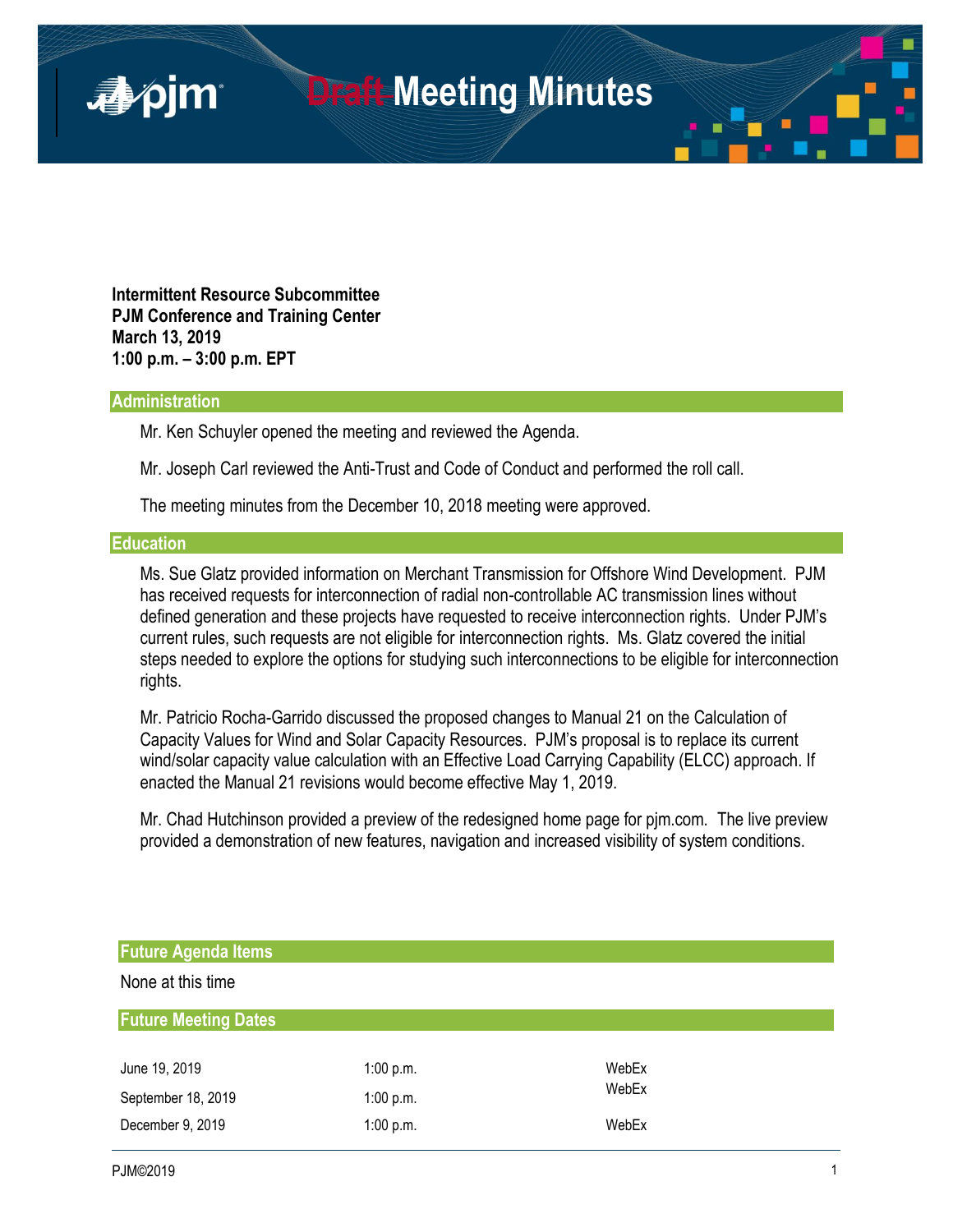# ~~Draft~~ Meeting Minutes

**Intermittent Resource Subcommittee**
**PJM Conference and Training Center**
**March 13, 2019**
**1:00 p.m. – 3:00 p.m. EPT**

## Administration

Mr. Ken Schuyler opened the meeting and reviewed the Agenda.

Mr. Joseph Carl reviewed the Anti-Trust and Code of Conduct and performed the roll call.

The meeting minutes from the December 10, 2018 meeting were approved.

## Education

Ms. Sue Glatz provided information on Merchant Transmission for Offshore Wind Development. PJM has received requests for interconnection of radial non-controllable AC transmission lines without defined generation and these projects have requested to receive interconnection rights. Under PJM's current rules, such requests are not eligible for interconnection rights. Ms. Glatz covered the initial steps needed to explore the options for studying such interconnections to be eligible for interconnection rights.

Mr. Patricio Rocha-Garrido discussed the proposed changes to Manual 21 on the Calculation of Capacity Values for Wind and Solar Capacity Resources. PJM's proposal is to replace its current wind/solar capacity value calculation with an Effective Load Carrying Capability (ELCC) approach. If enacted the Manual 21 revisions would become effective May 1, 2019.

Mr. Chad Hutchinson provided a preview of the redesigned home page for pjm.com. The live preview provided a demonstration of new features, navigation and increased visibility of system conditions.

## Future Agenda Items

None at this time

## Future Meeting Dates

| | | |
|---|---|---|
| June 19, 2019 | 1:00 p.m. | WebEx |
| September 18, 2019 | 1:00 p.m. | WebEx |
| December 9, 2019 | 1:00 p.m. | WebEx |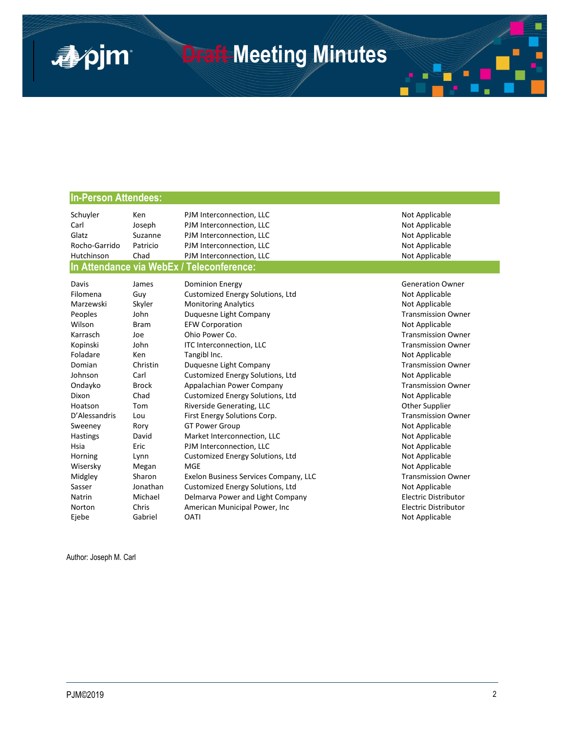## In-Person Attendees:

| | | | |
|---|---|---|---|
| Schuyler | Ken | PJM Interconnection, LLC | Not Applicable |
| Carl | Joseph | PJM Interconnection, LLC | Not Applicable |
| Glatz | Suzanne | PJM Interconnection, LLC | Not Applicable |
| Rocho-Garrido | Patricio | PJM Interconnection, LLC | Not Applicable |
| Hutchinson | Chad | PJM Interconnection, LLC | Not Applicable |

## In Attendance via WebEx / Teleconference:

| | | | |
|---|---|---|---|
| Davis | James | Dominion Energy | Generation Owner |
| Filomena | Guy | Customized Energy Solutions, Ltd | Not Applicable |
| Marzewski | Skyler | Monitoring Analytics | Not Applicable |
| Peoples | John | Duquesne Light Company | Transmission Owner |
| Wilson | Bram | EFW Corporation | Not Applicable |
| Karrasch | Joe | Ohio Power Co. | Transmission Owner |
| Kopinski | John | ITC Interconnection, LLC | Transmission Owner |
| Foladare | Ken | Tangibl Inc. | Not Applicable |
| Domian | Christin | Duquesne Light Company | Transmission Owner |
| Johnson | Carl | Customized Energy Solutions, Ltd | Not Applicable |
| Ondayko | Brock | Appalachian Power Company | Transmission Owner |
| Dixon | Chad | Customized Energy Solutions, Ltd | Not Applicable |
| Hoatson | Tom | Riverside Generating, LLC | Other Supplier |
| D'Alessandris | Lou | First Energy Solutions Corp. | Transmission Owner |
| Sweeney | Rory | GT Power Group | Not Applicable |
| Hastings | David | Market Interconnection, LLC | Not Applicable |
| Hsia | Eric | PJM Interconnection, LLC | Not Applicable |
| Horning | Lynn | Customized Energy Solutions, Ltd | Not Applicable |
| Wisersky | Megan | MGE | Not Applicable |
| Midgley | Sharon | Exelon Business Services Company, LLC | Transmission Owner |
| Sasser | Jonathan | Customized Energy Solutions, Ltd | Not Applicable |
| Natrin | Michael | Delmarva Power and Light Company | Electric Distributor |
| Norton | Chris | American Municipal Power, Inc | Electric Distributor |
| Ejebe | Gabriel | OATI | Not Applicable |

Author: Joseph M. Carl